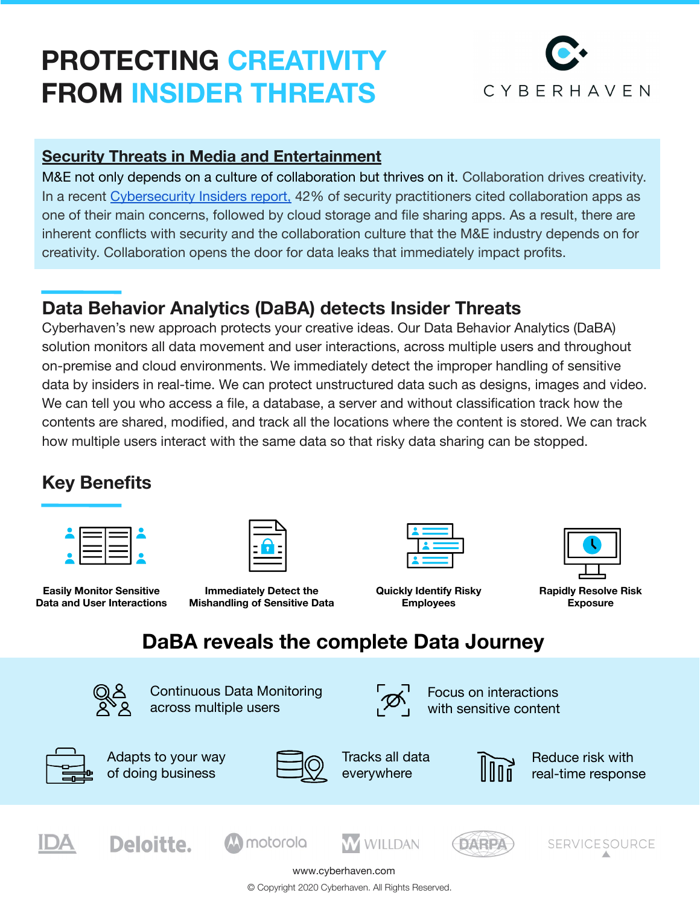# PROTECTING CREATIVITY FROM INSIDER THREATS

CYBERHAVEN

## Security Threats in Media and Entertainment

M&E not only depends on a culture of collaboration but thrives on it. Collaboration drives creativity. In a recent Cybersecurity Insiders report, 42% of security practitioners cited collaboration apps as one of their main concerns, followed by cloud storage and file sharing apps. As a result, there are inherent conflicts with security and the collaboration culture that the M&E industry depends on for creativity. Collaboration opens the door for data leaks that immediately impact profits.

## Data Behavior Analytics (DaBA) detects Insider Threats

Cyberhaven's new approach protects your creative ideas. Our Data Behavior Analytics (DaBA) solution monitors all data movement and user interactions, across multiple users and throughout on-premise and cloud environments. We immediately detect the improper handling of sensitive data by insiders in real-time. We can protect unstructured data such as designs, images and video. We can tell you who access a file, a database, a server and without classification track how the contents are shared, modified, and track all the locations where the content is stored. We can track how multiple users interact with the same data so that risky data sharing can be stopped.

## Key Benefits

- **Easily Monitor Sensitive Data and User Interactions**
- **Immediately Detect the Mishandling of Sensitive Data**
- **Quickly Identify Risky Employees**
- **Rapidly Resolve Risk Exposure**

## DaBA reveals the complete Data Journey

- Continuous Data Monitoring across multiple users
- Focus on interactions with sensitive content
- Adapts to your way of doing business
- Tracks all data everywhere
- Reduce risk with real-time response

IDA Deloitte. motorola WILLDAN DARPA SERVICESOURCE

www.cyberhaven.com

© Copyright 2020 Cyberhaven. All Rights Reserved.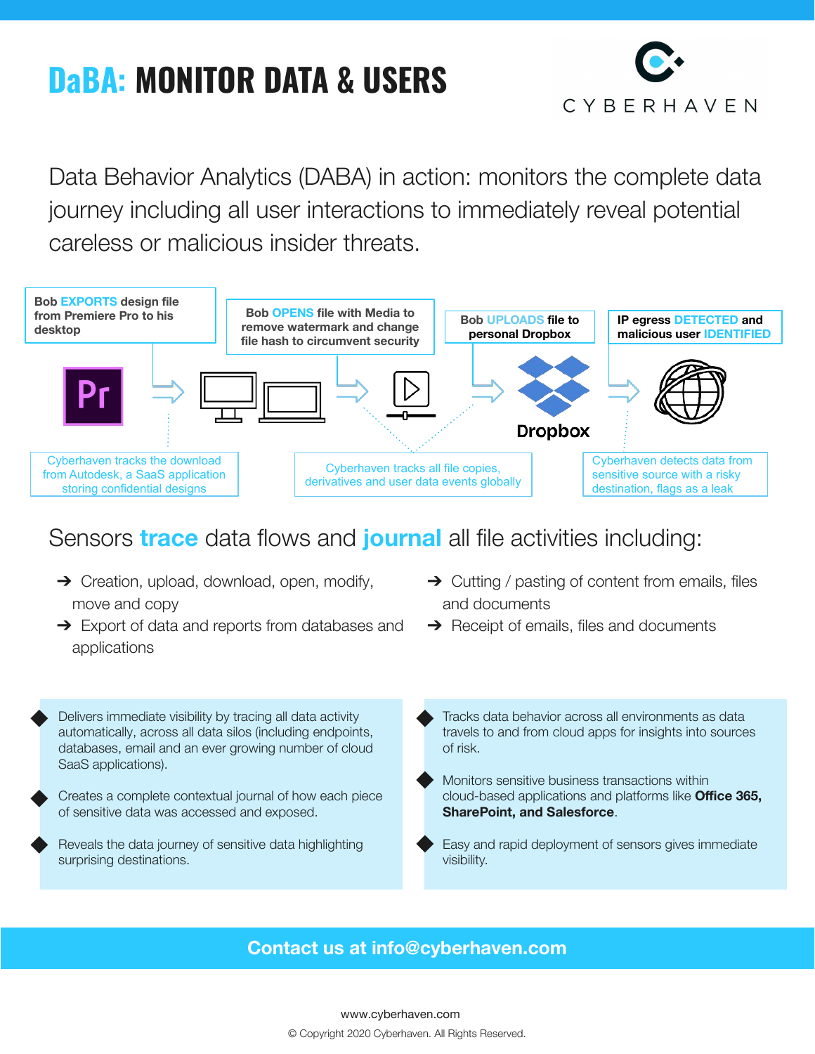# DaBA: MONITOR DATA & USERS

CYBERHAVEN

Data Behavior Analytics (DABA) in action: monitors the complete data journey including all user interactions to immediately reveal potential careless or malicious insider threats.

**Bob EXPORTS design file from Premiere Pro to his desktop**

Cyberhaven tracks the download from Autodesk, a SaaS application storing confidential designs

**Bob OPENS file with Media to remove watermark and change file hash to circumvent security**

Cyberhaven tracks all file copies, derivatives and user data events globally

**Bob UPLOADS file to personal Dropbox**

**IP egress DETECTED and malicious user IDENTIFIED**

Cyberhaven detects data from sensitive source with a risky destination, flags as a leak

## Sensors trace data flows and journal all file activities including:

- ➔ Creation, upload, download, open, modify, move and copy
- ➔ Export of data and reports from databases and applications
- ➔ Cutting / pasting of content from emails, files and documents
- ➔ Receipt of emails, files and documents

- Delivers immediate visibility by tracing all data activity automatically, across all data silos (including endpoints, databases, email and an ever growing number of cloud SaaS applications).
- Creates a complete contextual journal of how each piece of sensitive data was accessed and exposed.
- Reveals the data journey of sensitive data highlighting surprising destinations.
- Tracks data behavior across all environments as data travels to and from cloud apps for insights into sources of risk.
- Monitors sensitive business transactions within cloud-based applications and platforms like **Office 365, SharePoint, and Salesforce**.
- Easy and rapid deployment of sensors gives immediate visibility.

**Contact us at info@cyberhaven.com**

www.cyberhaven.com

© Copyright 2020 Cyberhaven. All Rights Reserved.